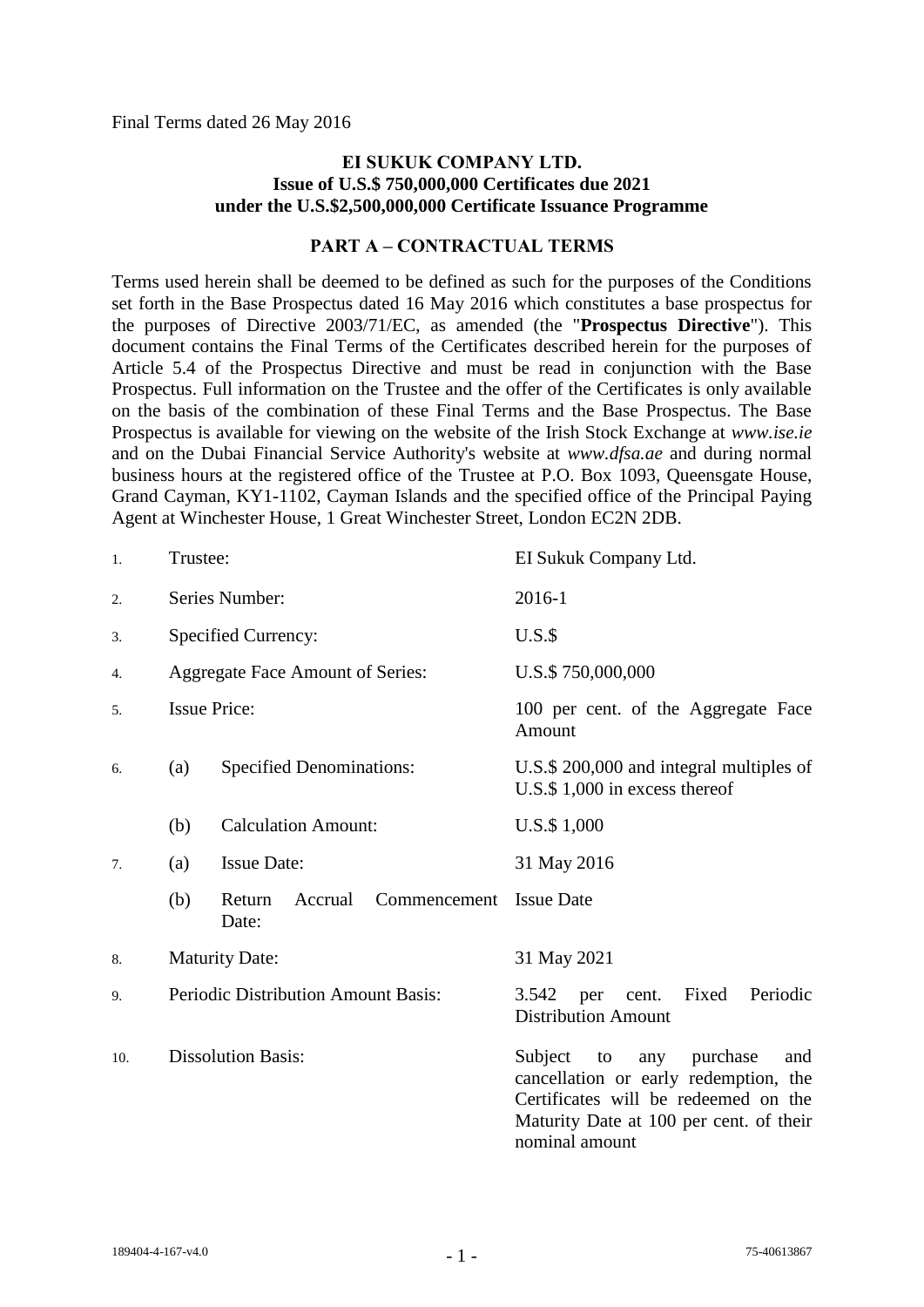Final Terms dated 26 May 2016

**EI SUKUK COMPANY LTD.**
**Issue of U.S.$ 750,000,000 Certificates due 2021**
**under the U.S.$2,500,000,000 Certificate Issuance Programme**

## PART A – CONTRACTUAL TERMS

Terms used herein shall be deemed to be defined as such for the purposes of the Conditions set forth in the Base Prospectus dated 16 May 2016 which constitutes a base prospectus for the purposes of Directive 2003/71/EC, as amended (the "**Prospectus Directive**"). This document contains the Final Terms of the Certificates described herein for the purposes of Article 5.4 of the Prospectus Directive and must be read in conjunction with the Base Prospectus. Full information on the Trustee and the offer of the Certificates is only available on the basis of the combination of these Final Terms and the Base Prospectus. The Base Prospectus is available for viewing on the website of the Irish Stock Exchange at *www.ise.ie* and on the Dubai Financial Service Authority's website at *www.dfsa.ae* and during normal business hours at the registered office of the Trustee at P.O. Box 1093, Queensgate House, Grand Cayman, KY1-1102, Cayman Islands and the specified office of the Principal Paying Agent at Winchester House, 1 Great Winchester Street, London EC2N 2DB.

| | | | |
|---|---|---|---|
| 1. | Trustee: | | EI Sukuk Company Ltd. |
| 2. | Series Number: | | 2016-1 |
| 3. | Specified Currency: | | U.S.$ |
| 4. | Aggregate Face Amount of Series: | | U.S.$ 750,000,000 |
| 5. | Issue Price: | | 100 per cent. of the Aggregate Face Amount |
| 6. | (a) | Specified Denominations: | U.S.$ 200,000 and integral multiples of U.S.$ 1,000 in excess thereof |
| | (b) | Calculation Amount: | U.S.$ 1,000 |
| 7. | (a) | Issue Date: | 31 May 2016 |
| | (b) | Return Accrual Commencement Date: | Issue Date |
| 8. | Maturity Date: | | 31 May 2021 |
| 9. | Periodic Distribution Amount Basis: | | 3.542 per cent. Fixed Periodic Distribution Amount |
| 10. | Dissolution Basis: | | Subject to any purchase and cancellation or early redemption, the Certificates will be redeemed on the Maturity Date at 100 per cent. of their nominal amount |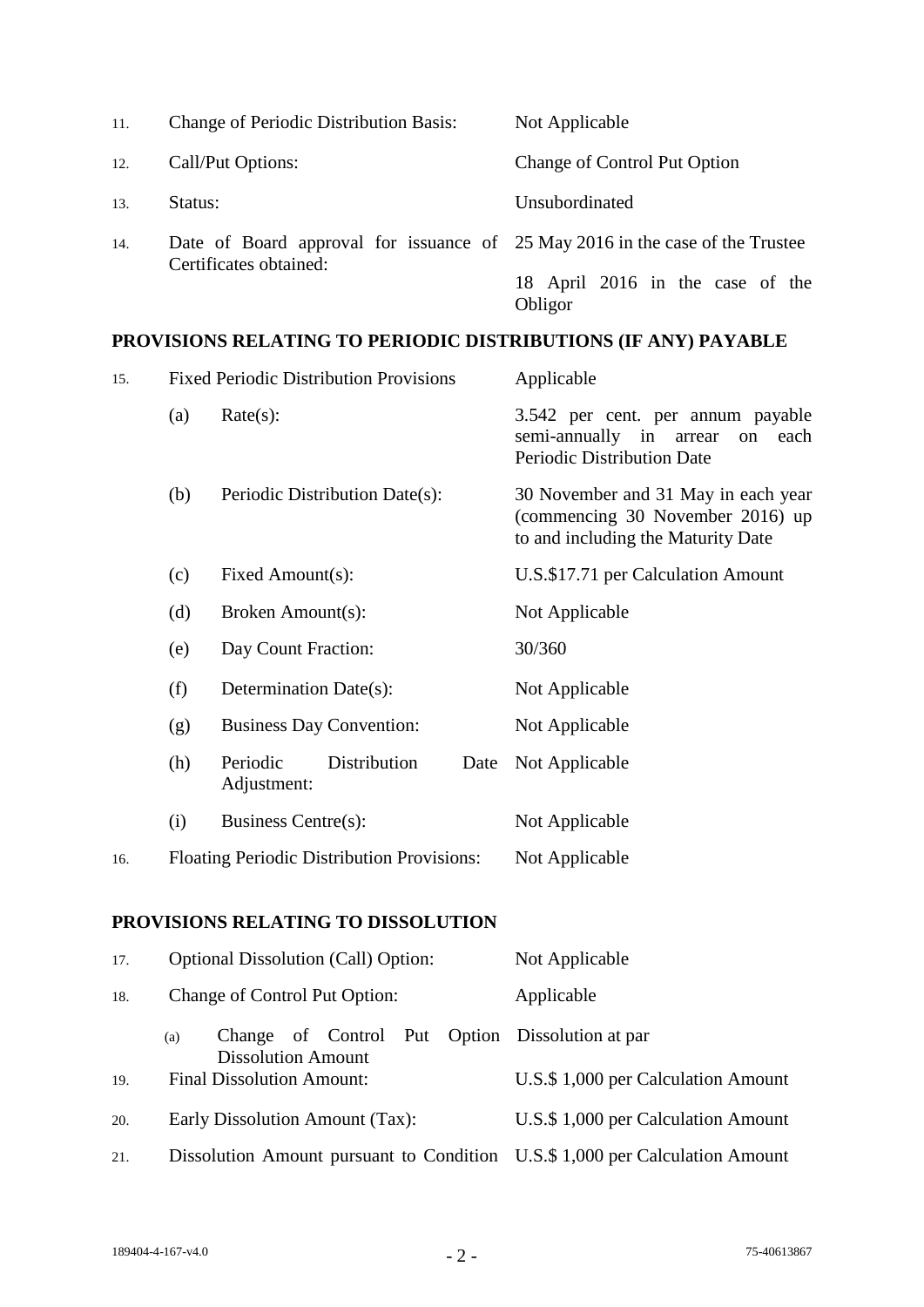| | | |
|---|---|---|
| 11. | Change of Periodic Distribution Basis: | Not Applicable |
| 12. | Call/Put Options: | Change of Control Put Option |
| 13. | Status: | Unsubordinated |
| 14. | Date of Board approval for issuance of Certificates obtained: | 25 May 2016 in the case of the Trustee<br><br>18 April 2016 in the case of the Obligor |

## PROVISIONS RELATING TO PERIODIC DISTRIBUTIONS (IF ANY) PAYABLE

| | | |
|---|---|---|
| 15. | Fixed Periodic Distribution Provisions | Applicable |
| | (a) Rate(s): | 3.542 per cent. per annum payable semi-annually in arrear on each Periodic Distribution Date |
| | (b) Periodic Distribution Date(s): | 30 November and 31 May in each year (commencing 30 November 2016) up to and including the Maturity Date |
| | (c) Fixed Amount(s): | U.S.$17.71 per Calculation Amount |
| | (d) Broken Amount(s): | Not Applicable |
| | (e) Day Count Fraction: | 30/360 |
| | (f) Determination Date(s): | Not Applicable |
| | (g) Business Day Convention: | Not Applicable |
| | (h) Periodic Distribution Date Adjustment: | Not Applicable |
| | (i) Business Centre(s): | Not Applicable |
| 16. | Floating Periodic Distribution Provisions: | Not Applicable |

## PROVISIONS RELATING TO DISSOLUTION

| | | |
|---|---|---|
| 17. | Optional Dissolution (Call) Option: | Not Applicable |
| 18. | Change of Control Put Option: | Applicable |
| | (a) Change of Control Put Option Dissolution Amount | Dissolution at par |
| 19. | Final Dissolution Amount: | U.S.$ 1,000 per Calculation Amount |
| 20. | Early Dissolution Amount (Tax): | U.S.$ 1,000 per Calculation Amount |
| 21. | Dissolution Amount pursuant to Condition | U.S.$ 1,000 per Calculation Amount |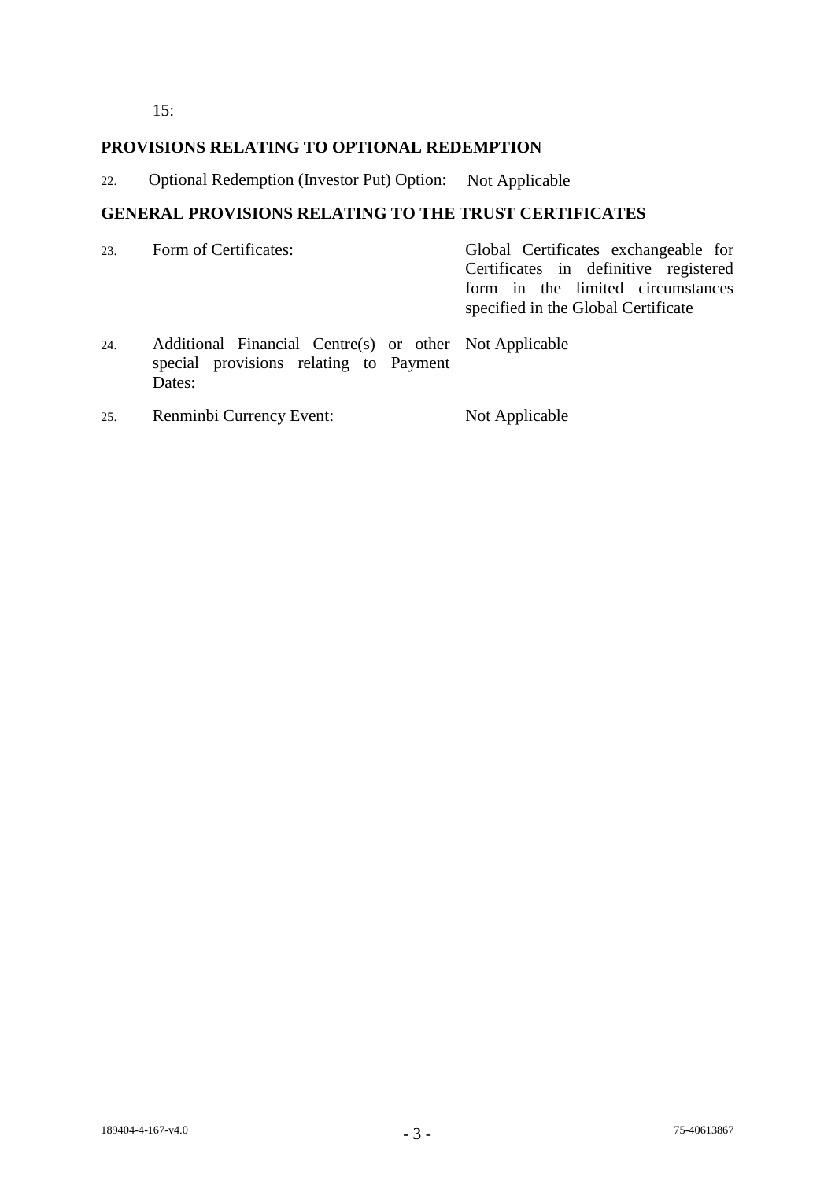15:

## PROVISIONS RELATING TO OPTIONAL REDEMPTION

| | | |
|---|---|---|
| 22. | Optional Redemption (Investor Put) Option: | Not Applicable |

## GENERAL PROVISIONS RELATING TO THE TRUST CERTIFICATES

| | | |
|---|---|---|
| 23. | Form of Certificates: | Global Certificates exchangeable for Certificates in definitive registered form in the limited circumstances specified in the Global Certificate |
| 24. | Additional Financial Centre(s) or other special provisions relating to Payment Dates: | Not Applicable |
| 25. | Renminbi Currency Event: | Not Applicable |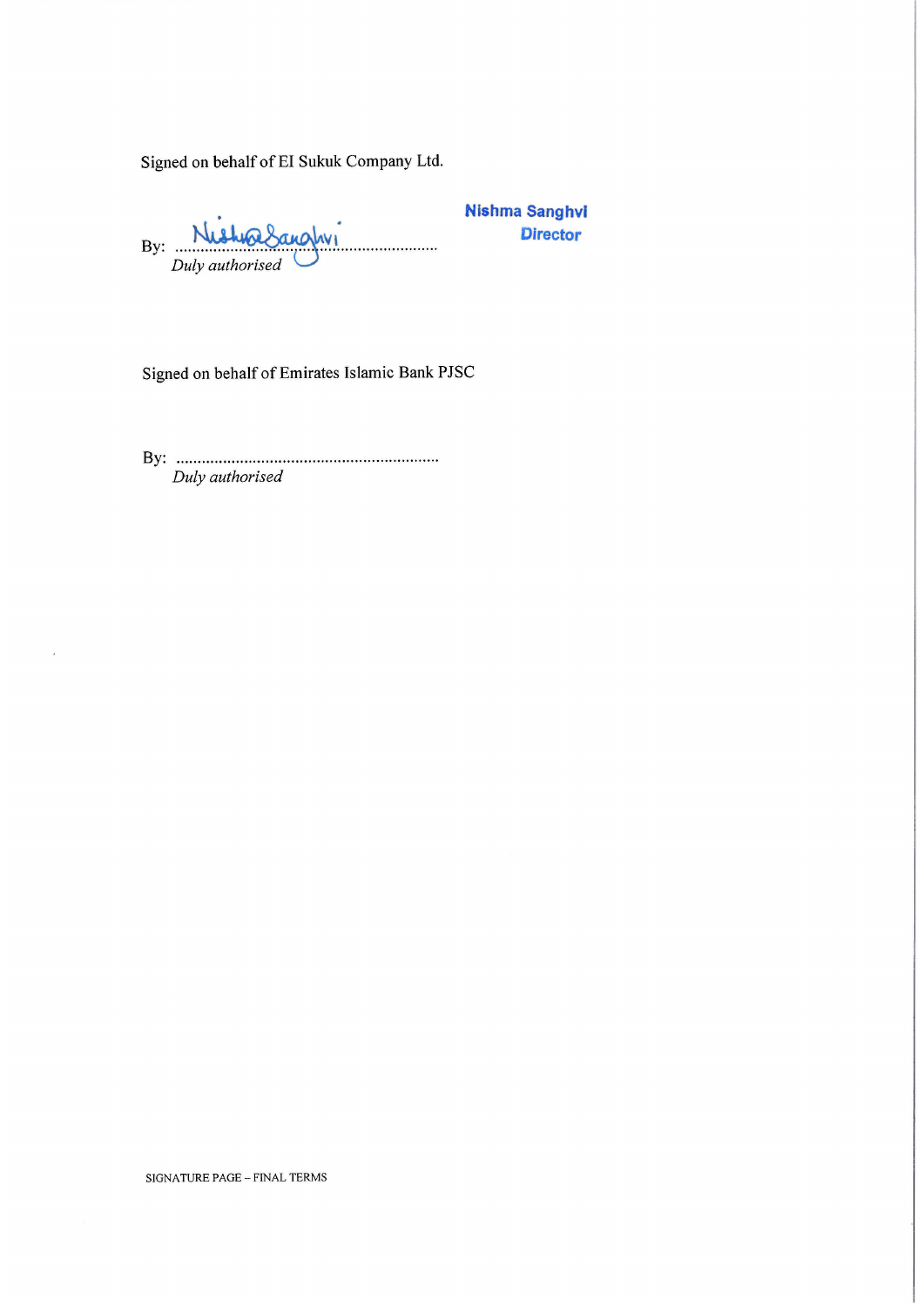Signed on behalf of EI Sukuk Company Ltd.

By: ..................................................................
*Duly authorised*

Nishma Sanghvi
Director

Signed on behalf of Emirates Islamic Bank PJSC

By: ..................................................................
*Duly authorised*

SIGNATURE PAGE – FINAL TERMS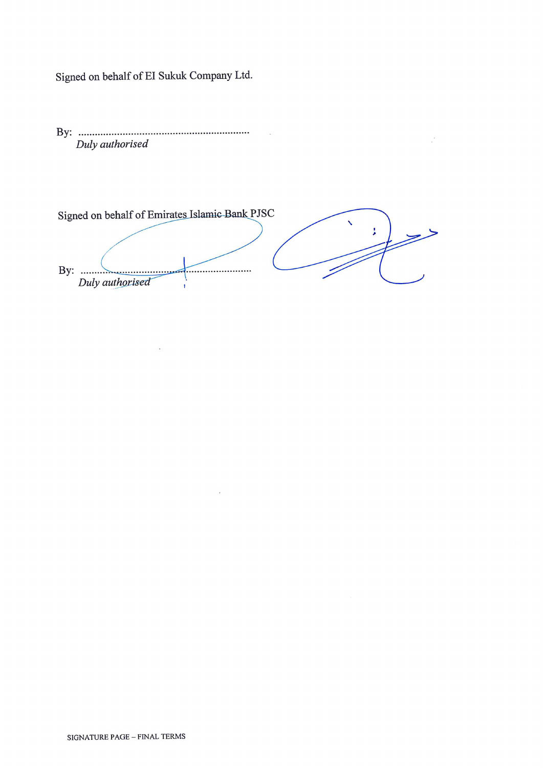Signed on behalf of EI Sukuk Company Ltd.

By: ..............................................................
*Duly authorised*

Signed on behalf of Emirates Islamic Bank PJSC

By: ..............................................................
*Duly authorised*

SIGNATURE PAGE – FINAL TERMS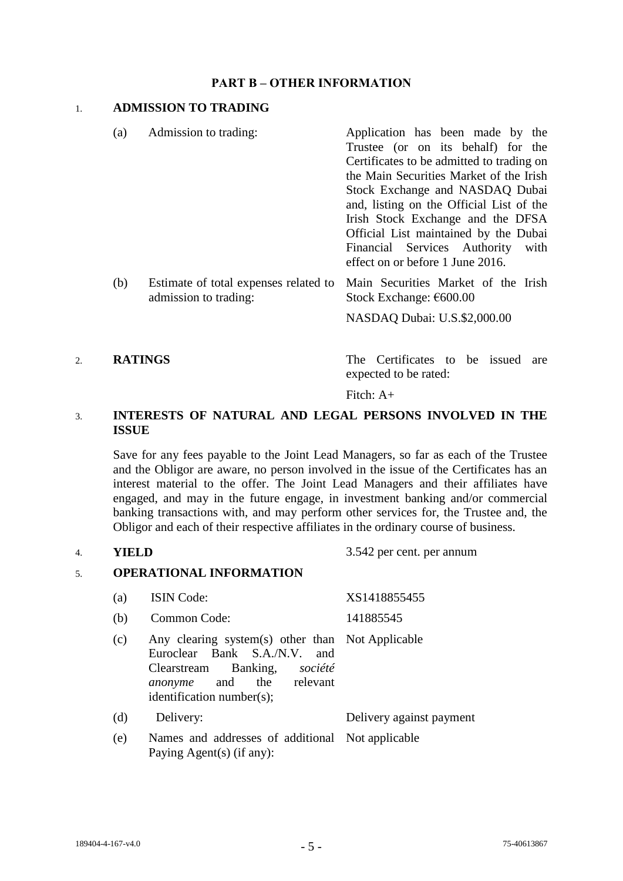## PART B – OTHER INFORMATION

### 1. ADMISSION TO TRADING

| | | |
|---|---|---|
| (a) | Admission to trading: | Application has been made by the Trustee (or on its behalf) for the Certificates to be admitted to trading on the Main Securities Market of the Irish Stock Exchange and NASDAQ Dubai and, listing on the Official List of the Irish Stock Exchange and the DFSA Official List maintained by the Dubai Financial Services Authority with effect on or before 1 June 2016. |
| (b) | Estimate of total expenses related to admission to trading: | Main Securities Market of the Irish Stock Exchange: €600.00<br><br>NASDAQ Dubai: U.S.$2,000.00 |

### 2. RATINGS

The Certificates to be issued are expected to be rated:

Fitch: A+

### 3. INTERESTS OF NATURAL AND LEGAL PERSONS INVOLVED IN THE ISSUE

Save for any fees payable to the Joint Lead Managers, so far as each of the Trustee and the Obligor are aware, no person involved in the issue of the Certificates has an interest material to the offer. The Joint Lead Managers and their affiliates have engaged, and may in the future engage, in investment banking and/or commercial banking transactions with, and may perform other services for, the Trustee and, the Obligor and each of their respective affiliates in the ordinary course of business.

### 4. YIELD

3.542 per cent. per annum

### 5. OPERATIONAL INFORMATION

| | | |
|---|---|---|
| (a) | ISIN Code: | XS1418855455 |
| (b) | Common Code: | 141885545 |
| (c) | Any clearing system(s) other than Euroclear Bank S.A./N.V. and Clearstream Banking, *société anonyme* and the relevant identification number(s); | Not Applicable |
| (d) | Delivery: | Delivery against payment |
| (e) | Names and addresses of additional Paying Agent(s) (if any): | Not applicable |